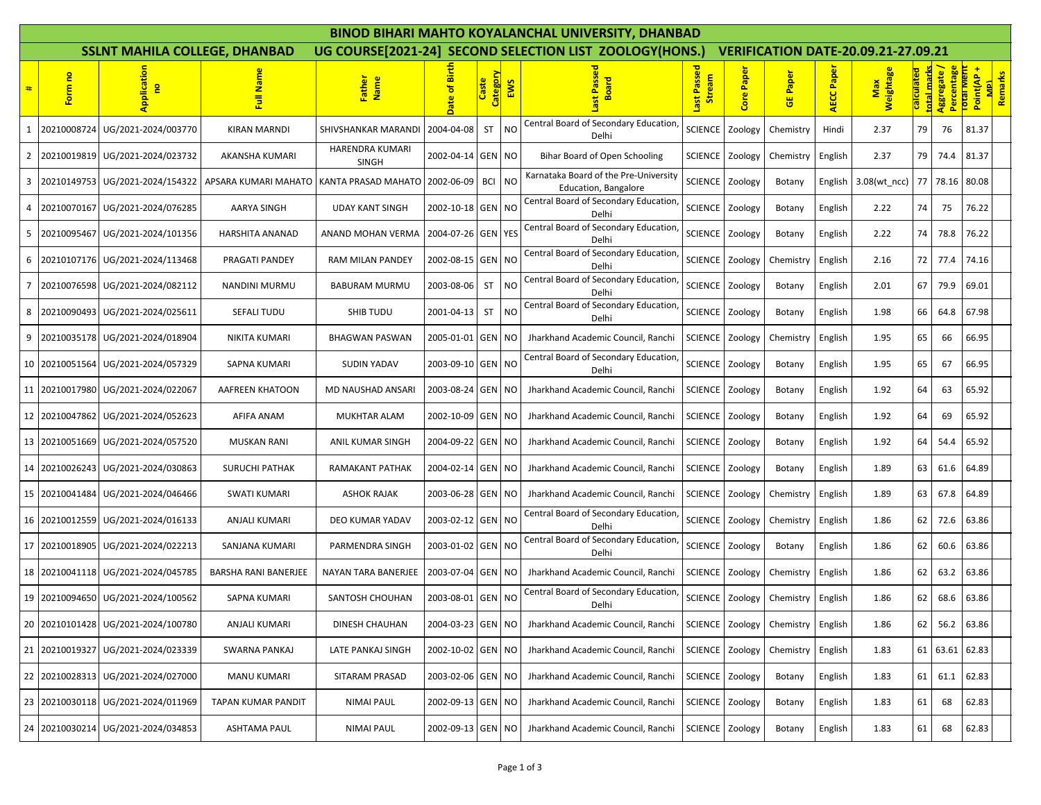# BINOD BIHARI MAHTO KOYALANCHAL UNIVERSITY, DHANBAD

## SSLNT MAHILA COLLEGE, DHANBAD UG COURSE[2021-24] SECOND SELECTION LIST ZOOLOGY(HONS.) VERIFICATION DATE-20.09.21-27.09.21

| # | Form no | Application no | Full Name | Father Name | Date of Birth | Caste Category | EWS | Last Passed Board | Last Passed Stream | Core Paper | GE Paper | AECC Paper | Max Weightage | calculated total marks | Aggregate / Percentage | Total Merit Point(AP + MP) | Remarks |
|---|---|---|---|---|---|---|---|---|---|---|---|---|---|---|---|---|---|
| 1 | 20210008724 | UG/2021-2024/003770 | KIRAN MARNDI | SHIVSHANKAR MARANDI | 2004-04-08 | ST | NO | Central Board of Secondary Education, Delhi | SCIENCE | Zoology | Chemistry | Hindi | 2.37 | 79 | 76 | 81.37 | |
| 2 | 20210019819 | UG/2021-2024/023732 | AKANSHA KUMARI | HARENDRA KUMARI SINGH | 2002-04-14 | GEN | NO | Bihar Board of Open Schooling | SCIENCE | Zoology | Chemistry | English | 2.37 | 79 | 74.4 | 81.37 | |
| 3 | 20210149753 | UG/2021-2024/154322 | APSARA KUMARI MAHATO | KANTA PRASAD MAHATO | 2002-06-09 | BCI | NO | Karnataka Board of the Pre-University Education, Bangalore | SCIENCE | Zoology | Botany | English | 3.08(wt_ncc) | 77 | 78.16 | 80.08 | |
| 4 | 20210070167 | UG/2021-2024/076285 | AARYA SINGH | UDAY KANT SINGH | 2002-10-18 | GEN | NO | Central Board of Secondary Education, Delhi | SCIENCE | Zoology | Botany | English | 2.22 | 74 | 75 | 76.22 | |
| 5 | 20210095467 | UG/2021-2024/101356 | HARSHITA ANANAD | ANAND MOHAN VERMA | 2004-07-26 | GEN | YES | Central Board of Secondary Education, Delhi | SCIENCE | Zoology | Botany | English | 2.22 | 74 | 78.8 | 76.22 | |
| 6 | 20210107176 | UG/2021-2024/113468 | PRAGATI PANDEY | RAM MILAN PANDEY | 2002-08-15 | GEN | NO | Central Board of Secondary Education, Delhi | SCIENCE | Zoology | Chemistry | English | 2.16 | 72 | 77.4 | 74.16 | |
| 7 | 20210076598 | UG/2021-2024/082112 | NANDINI MURMU | BABURAM MURMU | 2003-08-06 | ST | NO | Central Board of Secondary Education, Delhi | SCIENCE | Zoology | Botany | English | 2.01 | 67 | 79.9 | 69.01 | |
| 8 | 20210090493 | UG/2021-2024/025611 | SEFALI TUDU | SHIB TUDU | 2001-04-13 | ST | NO | Central Board of Secondary Education, Delhi | SCIENCE | Zoology | Botany | English | 1.98 | 66 | 64.8 | 67.98 | |
| 9 | 20210035178 | UG/2021-2024/018904 | NIKITA KUMARI | BHAGWAN PASWAN | 2005-01-01 | GEN | NO | Jharkhand Academic Council, Ranchi | SCIENCE | Zoology | Chemistry | English | 1.95 | 65 | 66 | 66.95 | |
| 10 | 20210051564 | UG/2021-2024/057329 | SAPNA KUMARI | SUDIN YADAV | 2003-09-10 | GEN | NO | Central Board of Secondary Education, Delhi | SCIENCE | Zoology | Botany | English | 1.95 | 65 | 67 | 66.95 | |
| 11 | 20210017980 | UG/2021-2024/022067 | AAFREEN KHATOON | MD NAUSHAD ANSARI | 2003-08-24 | GEN | NO | Jharkhand Academic Council, Ranchi | SCIENCE | Zoology | Botany | English | 1.92 | 64 | 63 | 65.92 | |
| 12 | 20210047862 | UG/2021-2024/052623 | AFIFA ANAM | MUKHTAR ALAM | 2002-10-09 | GEN | NO | Jharkhand Academic Council, Ranchi | SCIENCE | Zoology | Botany | English | 1.92 | 64 | 69 | 65.92 | |
| 13 | 20210051669 | UG/2021-2024/057520 | MUSKAN RANI | ANIL KUMAR SINGH | 2004-09-22 | GEN | NO | Jharkhand Academic Council, Ranchi | SCIENCE | Zoology | Botany | English | 1.92 | 64 | 54.4 | 65.92 | |
| 14 | 20210026243 | UG/2021-2024/030863 | SURUCHI PATHAK | RAMAKANT PATHAK | 2004-02-14 | GEN | NO | Jharkhand Academic Council, Ranchi | SCIENCE | Zoology | Botany | English | 1.89 | 63 | 61.6 | 64.89 | |
| 15 | 20210041484 | UG/2021-2024/046466 | SWATI KUMARI | ASHOK RAJAK | 2003-06-28 | GEN | NO | Jharkhand Academic Council, Ranchi | SCIENCE | Zoology | Chemistry | English | 1.89 | 63 | 67.8 | 64.89 | |
| 16 | 20210012559 | UG/2021-2024/016133 | ANJALI KUMARI | DEO KUMAR YADAV | 2003-02-12 | GEN | NO | Central Board of Secondary Education, Delhi | SCIENCE | Zoology | Chemistry | English | 1.86 | 62 | 72.6 | 63.86 | |
| 17 | 20210018905 | UG/2021-2024/022213 | SANJANA KUMARI | PARMENDRA SINGH | 2003-01-02 | GEN | NO | Central Board of Secondary Education, Delhi | SCIENCE | Zoology | Botany | English | 1.86 | 62 | 60.6 | 63.86 | |
| 18 | 20210041118 | UG/2021-2024/045785 | BARSHA RANI BANERJEE | NAYAN TARA BANERJEE | 2003-07-04 | GEN | NO | Jharkhand Academic Council, Ranchi | SCIENCE | Zoology | Chemistry | English | 1.86 | 62 | 63.2 | 63.86 | |
| 19 | 20210094650 | UG/2021-2024/100562 | SAPNA KUMARI | SANTOSH CHOUHAN | 2003-08-01 | GEN | NO | Central Board of Secondary Education, Delhi | SCIENCE | Zoology | Chemistry | English | 1.86 | 62 | 68.6 | 63.86 | |
| 20 | 20210101428 | UG/2021-2024/100780 | ANJALI KUMARI | DINESH CHAUHAN | 2004-03-23 | GEN | NO | Jharkhand Academic Council, Ranchi | SCIENCE | Zoology | Chemistry | English | 1.86 | 62 | 56.2 | 63.86 | |
| 21 | 20210019327 | UG/2021-2024/023339 | SWARNA PANKAJ | LATE PANKAJ SINGH | 2002-10-02 | GEN | NO | Jharkhand Academic Council, Ranchi | SCIENCE | Zoology | Chemistry | English | 1.83 | 61 | 63.61 | 62.83 | |
| 22 | 20210028313 | UG/2021-2024/027000 | MANU KUMARI | SITARAM PRASAD | 2003-02-06 | GEN | NO | Jharkhand Academic Council, Ranchi | SCIENCE | Zoology | Botany | English | 1.83 | 61 | 61.1 | 62.83 | |
| 23 | 20210030118 | UG/2021-2024/011969 | TAPAN KUMAR PANDIT | NIMAI PAUL | 2002-09-13 | GEN | NO | Jharkhand Academic Council, Ranchi | SCIENCE | Zoology | Botany | English | 1.83 | 61 | 68 | 62.83 | |
| 24 | 20210030214 | UG/2021-2024/034853 | ASHTAMA PAUL | NIMAI PAUL | 2002-09-13 | GEN | NO | Jharkhand Academic Council, Ranchi | SCIENCE | Zoology | Botany | English | 1.83 | 61 | 68 | 62.83 | |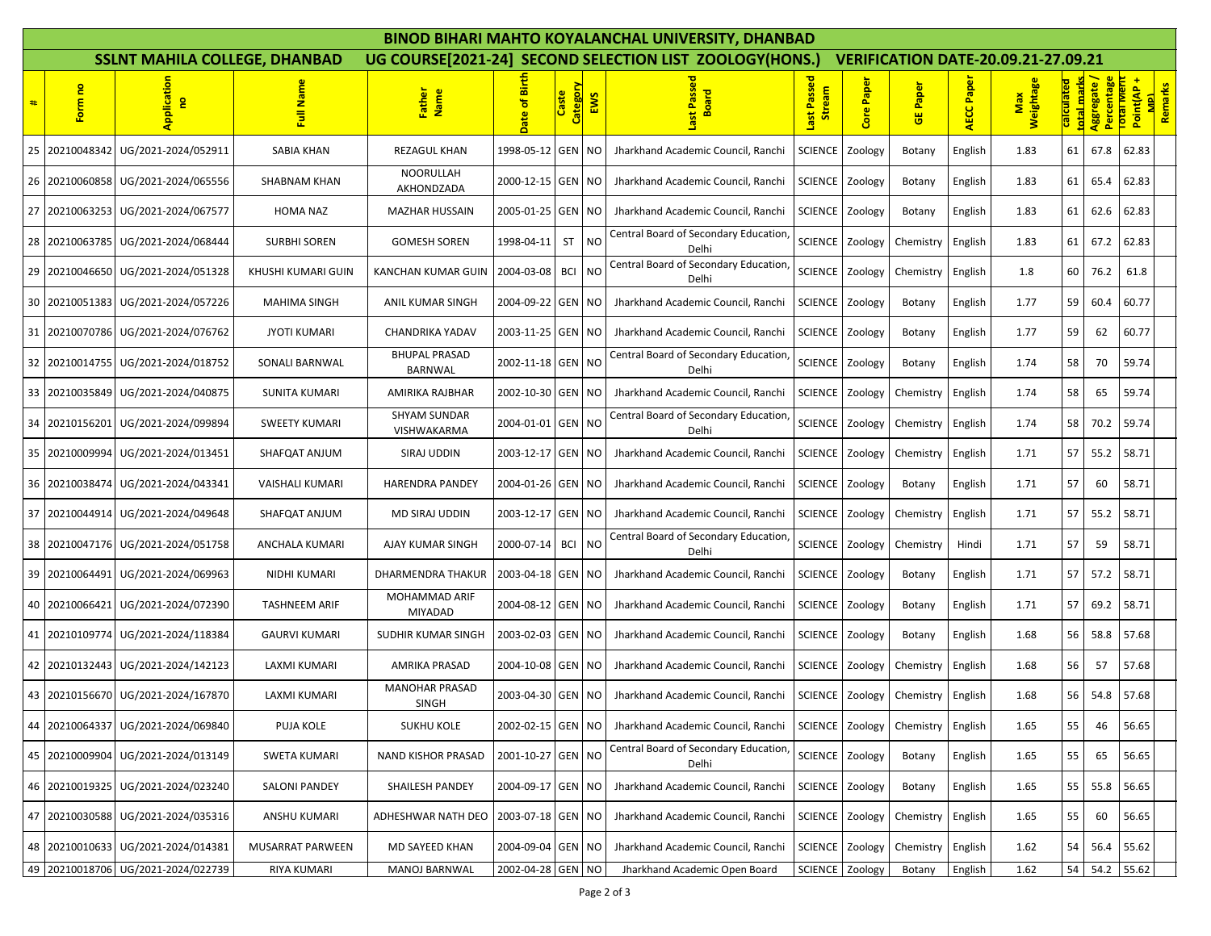# BINOD BIHARI MAHTO KOYALANCHAL UNIVERSITY, DHANBAD

## SSLNT MAHILA COLLEGE, DHANBAD    UG COURSE[2021-24] SECOND SELECTION LIST ZOOLOGY(HONS.)    VERIFICATION DATE-20.09.21-27.09.21

| # | Form no | Application no | Full Name | Father Name | Date of Birth | Caste Category | EWS | Last Passed Board | Last Passed Stream | Core Paper | GE Paper | AECC Paper | Max Weightage | calculated total marks | Aggregate / Percentage | Total Merit Point(AP + MP) | Remarks |
|---|---|---|---|---|---|---|---|---|---|---|---|---|---|---|---|---|---|
| 25 | 20210048342 | UG/2021-2024/052911 | SABIA KHAN | REZAGUL KHAN | 1998-05-12 | GEN | NO | Jharkhand Academic Council, Ranchi | SCIENCE | Zoology | Botany | English | 1.83 | 61 | 67.8 | 62.83 | |
| 26 | 20210060858 | UG/2021-2024/065556 | SHABNAM KHAN | NOORULLAH AKHONDZADA | 2000-12-15 | GEN | NO | Jharkhand Academic Council, Ranchi | SCIENCE | Zoology | Botany | English | 1.83 | 61 | 65.4 | 62.83 | |
| 27 | 20210063253 | UG/2021-2024/067577 | HOMA NAZ | MAZHAR HUSSAIN | 2005-01-25 | GEN | NO | Jharkhand Academic Council, Ranchi | SCIENCE | Zoology | Botany | English | 1.83 | 61 | 62.6 | 62.83 | |
| 28 | 20210063785 | UG/2021-2024/068444 | SURBHI SOREN | GOMESH SOREN | 1998-04-11 | ST | NO | Central Board of Secondary Education, Delhi | SCIENCE | Zoology | Chemistry | English | 1.83 | 61 | 67.2 | 62.83 | |
| 29 | 20210046650 | UG/2021-2024/051328 | KHUSHI KUMARI GUIN | KANCHAN KUMAR GUIN | 2004-03-08 | BCI | NO | Central Board of Secondary Education, Delhi | SCIENCE | Zoology | Chemistry | English | 1.8 | 60 | 76.2 | 61.8 | |
| 30 | 20210051383 | UG/2021-2024/057226 | MAHIMA SINGH | ANIL KUMAR SINGH | 2004-09-22 | GEN | NO | Jharkhand Academic Council, Ranchi | SCIENCE | Zoology | Botany | English | 1.77 | 59 | 60.4 | 60.77 | |
| 31 | 20210070786 | UG/2021-2024/076762 | JYOTI KUMARI | CHANDRIKA YADAV | 2003-11-25 | GEN | NO | Jharkhand Academic Council, Ranchi | SCIENCE | Zoology | Botany | English | 1.77 | 59 | 62 | 60.77 | |
| 32 | 20210014755 | UG/2021-2024/018752 | SONALI BARNWAL | BHUPAL PRASAD BARNWAL | 2002-11-18 | GEN | NO | Central Board of Secondary Education, Delhi | SCIENCE | Zoology | Botany | English | 1.74 | 58 | 70 | 59.74 | |
| 33 | 20210035849 | UG/2021-2024/040875 | SUNITA KUMARI | AMIRIKA RAJBHAR | 2002-10-30 | GEN | NO | Jharkhand Academic Council, Ranchi | SCIENCE | Zoology | Chemistry | English | 1.74 | 58 | 65 | 59.74 | |
| 34 | 20210156201 | UG/2021-2024/099894 | SWEETY KUMARI | SHYAM SUNDAR VISHWAKARMA | 2004-01-01 | GEN | NO | Central Board of Secondary Education, Delhi | SCIENCE | Zoology | Chemistry | English | 1.74 | 58 | 70.2 | 59.74 | |
| 35 | 20210009994 | UG/2021-2024/013451 | SHAFQAT ANJUM | SIRAJ UDDIN | 2003-12-17 | GEN | NO | Jharkhand Academic Council, Ranchi | SCIENCE | Zoology | Chemistry | English | 1.71 | 57 | 55.2 | 58.71 | |
| 36 | 20210038474 | UG/2021-2024/043341 | VAISHALI KUMARI | HARENDRA PANDEY | 2004-01-26 | GEN | NO | Jharkhand Academic Council, Ranchi | SCIENCE | Zoology | Botany | English | 1.71 | 57 | 60 | 58.71 | |
| 37 | 20210044914 | UG/2021-2024/049648 | SHAFQAT ANJUM | MD SIRAJ UDDIN | 2003-12-17 | GEN | NO | Jharkhand Academic Council, Ranchi | SCIENCE | Zoology | Chemistry | English | 1.71 | 57 | 55.2 | 58.71 | |
| 38 | 20210047176 | UG/2021-2024/051758 | ANCHALA KUMARI | AJAY KUMAR SINGH | 2000-07-14 | BCI | NO | Central Board of Secondary Education, Delhi | SCIENCE | Zoology | Chemistry | Hindi | 1.71 | 57 | 59 | 58.71 | |
| 39 | 20210064491 | UG/2021-2024/069963 | NIDHI KUMARI | DHARMENDRA THAKUR | 2003-04-18 | GEN | NO | Jharkhand Academic Council, Ranchi | SCIENCE | Zoology | Botany | English | 1.71 | 57 | 57.2 | 58.71 | |
| 40 | 20210066421 | UG/2021-2024/072390 | TASHNEEM ARIF | MOHAMMAD ARIF MIYADAD | 2004-08-12 | GEN | NO | Jharkhand Academic Council, Ranchi | SCIENCE | Zoology | Botany | English | 1.71 | 57 | 69.2 | 58.71 | |
| 41 | 20210109774 | UG/2021-2024/118384 | GAURVI KUMARI | SUDHIR KUMAR SINGH | 2003-02-03 | GEN | NO | Jharkhand Academic Council, Ranchi | SCIENCE | Zoology | Botany | English | 1.68 | 56 | 58.8 | 57.68 | |
| 42 | 20210132443 | UG/2021-2024/142123 | LAXMI KUMARI | AMRIKA PRASAD | 2004-10-08 | GEN | NO | Jharkhand Academic Council, Ranchi | SCIENCE | Zoology | Chemistry | English | 1.68 | 56 | 57 | 57.68 | |
| 43 | 20210156670 | UG/2021-2024/167870 | LAXMI KUMARI | MANOHAR PRASAD SINGH | 2003-04-30 | GEN | NO | Jharkhand Academic Council, Ranchi | SCIENCE | Zoology | Chemistry | English | 1.68 | 56 | 54.8 | 57.68 | |
| 44 | 20210064337 | UG/2021-2024/069840 | PUJA KOLE | SUKHU KOLE | 2002-02-15 | GEN | NO | Jharkhand Academic Council, Ranchi | SCIENCE | Zoology | Chemistry | English | 1.65 | 55 | 46 | 56.65 | |
| 45 | 20210009904 | UG/2021-2024/013149 | SWETA KUMARI | NAND KISHOR PRASAD | 2001-10-27 | GEN | NO | Central Board of Secondary Education, Delhi | SCIENCE | Zoology | Botany | English | 1.65 | 55 | 65 | 56.65 | |
| 46 | 20210019325 | UG/2021-2024/023240 | SALONI PANDEY | SHAILESH PANDEY | 2004-09-17 | GEN | NO | Jharkhand Academic Council, Ranchi | SCIENCE | Zoology | Botany | English | 1.65 | 55 | 55.8 | 56.65 | |
| 47 | 20210030588 | UG/2021-2024/035316 | ANSHU KUMARI | ADHESHWAR NATH DEO | 2003-07-18 | GEN | NO | Jharkhand Academic Council, Ranchi | SCIENCE | Zoology | Chemistry | English | 1.65 | 55 | 60 | 56.65 | |
| 48 | 20210010633 | UG/2021-2024/014381 | MUSARRAT PARWEEN | MD SAYEED KHAN | 2004-09-04 | GEN | NO | Jharkhand Academic Council, Ranchi | SCIENCE | Zoology | Chemistry | English | 1.62 | 54 | 56.4 | 55.62 | |
| 49 | 20210018706 | UG/2021-2024/022739 | RIYA KUMARI | MANOJ BARNWAL | 2002-04-28 | GEN | NO | Jharkhand Academic Open Board | SCIENCE | Zoology | Botany | English | 1.62 | 54 | 54.2 | 55.62 | |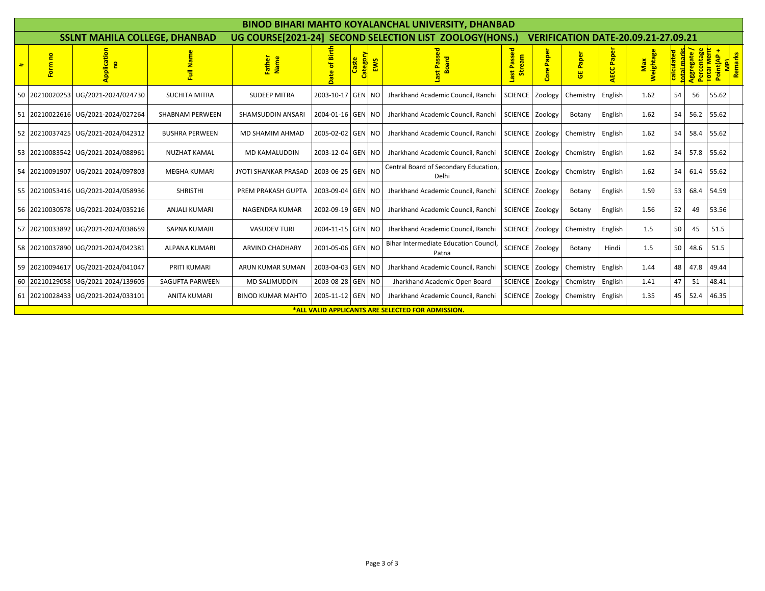# BINOD BIHARI MAHTO KOYALANCHAL UNIVERSITY, DHANBAD

## SSLNT MAHILA COLLEGE, DHANBAD UG COURSE[2021-24] SECOND SELECTION LIST ZOOLOGY(HONS.) VERIFICATION DATE-20.09.21-27.09.21

| # | Form no | Application no | Full Name | Father Name | Date of Birth | Caste Category | EWS | Last Passed Board | Last Passed Stream | Core Paper | GE Paper | AECC Paper | Max Weightage | calculated total marks | Aggregate / Percentage | Total Merit Point(AP + MP) | Remarks |
|---|---|---|---|---|---|---|---|---|---|---|---|---|---|---|---|---|---|
| 50 | 20210020253 | UG/2021-2024/024730 | SUCHITA MITRA | SUDEEP MITRA | 2003-10-17 | GEN | NO | Jharkhand Academic Council, Ranchi | SCIENCE | Zoology | Chemistry | English | 1.62 | 54 | 56 | 55.62 | |
| 51 | 20210022616 | UG/2021-2024/027264 | SHABNAM PERWEEN | SHAMSUDDIN ANSARI | 2004-01-16 | GEN | NO | Jharkhand Academic Council, Ranchi | SCIENCE | Zoology | Botany | English | 1.62 | 54 | 56.2 | 55.62 | |
| 52 | 20210037425 | UG/2021-2024/042312 | BUSHRA PERWEEN | MD SHAMIM AHMAD | 2005-02-02 | GEN | NO | Jharkhand Academic Council, Ranchi | SCIENCE | Zoology | Chemistry | English | 1.62 | 54 | 58.4 | 55.62 | |
| 53 | 20210083542 | UG/2021-2024/088961 | NUZHAT KAMAL | MD KAMALUDDIN | 2003-12-04 | GEN | NO | Jharkhand Academic Council, Ranchi | SCIENCE | Zoology | Chemistry | English | 1.62 | 54 | 57.8 | 55.62 | |
| 54 | 20210091907 | UG/2021-2024/097803 | MEGHA KUMARI | JYOTI SHANKAR PRASAD | 2003-06-25 | GEN | NO | Central Board of Secondary Education, Delhi | SCIENCE | Zoology | Chemistry | English | 1.62 | 54 | 61.4 | 55.62 | |
| 55 | 20210053416 | UG/2021-2024/058936 | SHRISTHI | PREM PRAKASH GUPTA | 2003-09-04 | GEN | NO | Jharkhand Academic Council, Ranchi | SCIENCE | Zoology | Botany | English | 1.59 | 53 | 68.4 | 54.59 | |
| 56 | 20210030578 | UG/2021-2024/035216 | ANJALI KUMARI | NAGENDRA KUMAR | 2002-09-19 | GEN | NO | Jharkhand Academic Council, Ranchi | SCIENCE | Zoology | Botany | English | 1.56 | 52 | 49 | 53.56 | |
| 57 | 20210033892 | UG/2021-2024/038659 | SAPNA KUMARI | VASUDEV TURI | 2004-11-15 | GEN | NO | Jharkhand Academic Council, Ranchi | SCIENCE | Zoology | Chemistry | English | 1.5 | 50 | 45 | 51.5 | |
| 58 | 20210037890 | UG/2021-2024/042381 | ALPANA KUMARI | ARVIND CHADHARY | 2001-05-06 | GEN | NO | Bihar Intermediate Education Council, Patna | SCIENCE | Zoology | Botany | Hindi | 1.5 | 50 | 48.6 | 51.5 | |
| 59 | 20210094617 | UG/2021-2024/041047 | PRITI KUMARI | ARUN KUMAR SUMAN | 2003-04-03 | GEN | NO | Jharkhand Academic Council, Ranchi | SCIENCE | Zoology | Chemistry | English | 1.44 | 48 | 47.8 | 49.44 | |
| 60 | 20210129058 | UG/2021-2024/139605 | SAGUFTA PARWEEN | MD SALIMUDDIN | 2003-08-28 | GEN | NO | Jharkhand Academic Open Board | SCIENCE | Zoology | Chemistry | English | 1.41 | 47 | 51 | 48.41 | |
| 61 | 20210028433 | UG/2021-2024/033101 | ANITA KUMARI | BINOD KUMAR MAHTO | 2005-11-12 | GEN | NO | Jharkhand Academic Council, Ranchi | SCIENCE | Zoology | Chemistry | English | 1.35 | 45 | 52.4 | 46.35 | |

**\*ALL VALID APPLICANTS ARE SELECTED FOR ADMISSION.**